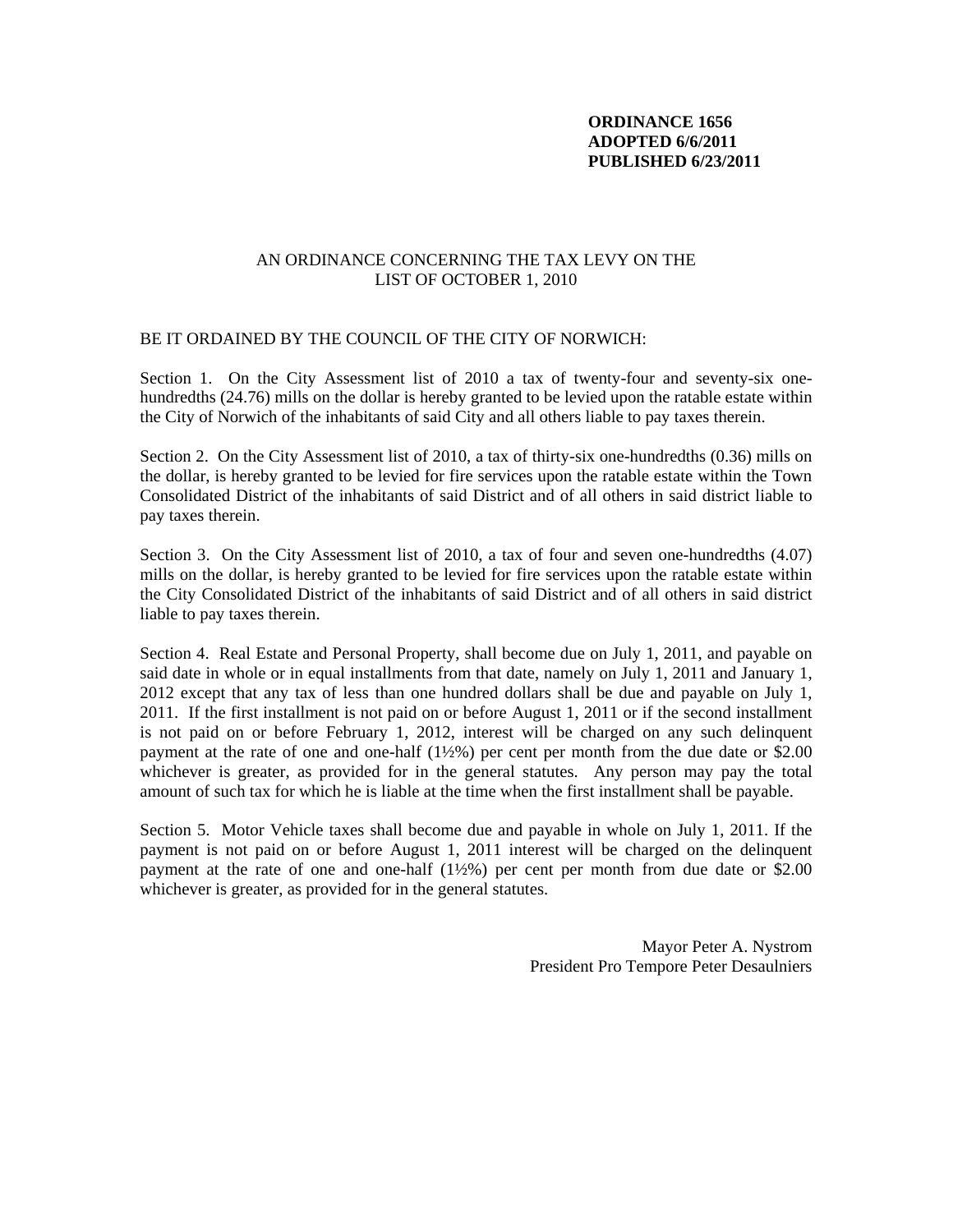**ORDINANCE 1656**
**ADOPTED 6/6/2011**
**PUBLISHED 6/23/2011**

AN ORDINANCE CONCERNING THE TAX LEVY ON THE LIST OF OCTOBER 1, 2010

BE IT ORDAINED BY THE COUNCIL OF THE CITY OF NORWICH:

Section 1. On the City Assessment list of 2010 a tax of twenty-four and seventy-six one-hundredths (24.76) mills on the dollar is hereby granted to be levied upon the ratable estate within the City of Norwich of the inhabitants of said City and all others liable to pay taxes therein.

Section 2. On the City Assessment list of 2010, a tax of thirty-six one-hundredths (0.36) mills on the dollar, is hereby granted to be levied for fire services upon the ratable estate within the Town Consolidated District of the inhabitants of said District and of all others in said district liable to pay taxes therein.

Section 3. On the City Assessment list of 2010, a tax of four and seven one-hundredths (4.07) mills on the dollar, is hereby granted to be levied for fire services upon the ratable estate within the City Consolidated District of the inhabitants of said District and of all others in said district liable to pay taxes therein.

Section 4. Real Estate and Personal Property, shall become due on July 1, 2011, and payable on said date in whole or in equal installments from that date, namely on July 1, 2011 and January 1, 2012 except that any tax of less than one hundred dollars shall be due and payable on July 1, 2011. If the first installment is not paid on or before August 1, 2011 or if the second installment is not paid on or before February 1, 2012, interest will be charged on any such delinquent payment at the rate of one and one-half (1½%) per cent per month from the due date or $2.00 whichever is greater, as provided for in the general statutes. Any person may pay the total amount of such tax for which he is liable at the time when the first installment shall be payable.

Section 5. Motor Vehicle taxes shall become due and payable in whole on July 1, 2011. If the payment is not paid on or before August 1, 2011 interest will be charged on the delinquent payment at the rate of one and one-half (1½%) per cent per month from due date or $2.00 whichever is greater, as provided for in the general statutes.

Mayor Peter A. Nystrom
President Pro Tempore Peter Desaulniers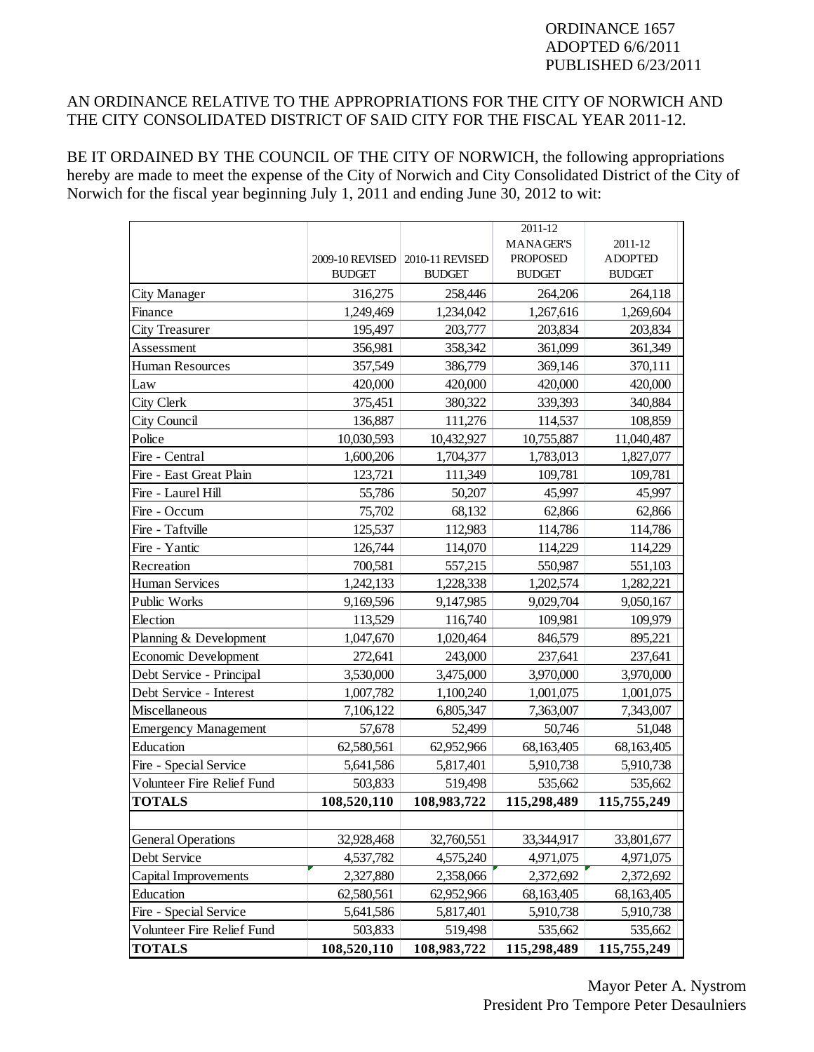ORDINANCE 1657
ADOPTED 6/6/2011
PUBLISHED 6/23/2011

AN ORDINANCE RELATIVE TO THE APPROPRIATIONS FOR THE CITY OF NORWICH AND THE CITY CONSOLIDATED DISTRICT OF SAID CITY FOR THE FISCAL YEAR 2011-12.

BE IT ORDAINED BY THE COUNCIL OF THE CITY OF NORWICH, the following appropriations hereby are made to meet the expense of the City of Norwich and City Consolidated District of the City of Norwich for the fiscal year beginning July 1, 2011 and ending June 30, 2012 to wit:

| | 2009-10 REVISED BUDGET | 2010-11 REVISED BUDGET | 2011-12 MANAGER'S PROPOSED BUDGET | 2011-12 ADOPTED BUDGET |
|---|---|---|---|---|
| City Manager | 316,275 | 258,446 | 264,206 | 264,118 |
| Finance | 1,249,469 | 1,234,042 | 1,267,616 | 1,269,604 |
| City Treasurer | 195,497 | 203,777 | 203,834 | 203,834 |
| Assessment | 356,981 | 358,342 | 361,099 | 361,349 |
| Human Resources | 357,549 | 386,779 | 369,146 | 370,111 |
| Law | 420,000 | 420,000 | 420,000 | 420,000 |
| City Clerk | 375,451 | 380,322 | 339,393 | 340,884 |
| City Council | 136,887 | 111,276 | 114,537 | 108,859 |
| Police | 10,030,593 | 10,432,927 | 10,755,887 | 11,040,487 |
| Fire - Central | 1,600,206 | 1,704,377 | 1,783,013 | 1,827,077 |
| Fire - East Great Plain | 123,721 | 111,349 | 109,781 | 109,781 |
| Fire - Laurel Hill | 55,786 | 50,207 | 45,997 | 45,997 |
| Fire - Occum | 75,702 | 68,132 | 62,866 | 62,866 |
| Fire - Taftville | 125,537 | 112,983 | 114,786 | 114,786 |
| Fire - Yantic | 126,744 | 114,070 | 114,229 | 114,229 |
| Recreation | 700,581 | 557,215 | 550,987 | 551,103 |
| Human Services | 1,242,133 | 1,228,338 | 1,202,574 | 1,282,221 |
| Public Works | 9,169,596 | 9,147,985 | 9,029,704 | 9,050,167 |
| Election | 113,529 | 116,740 | 109,981 | 109,979 |
| Planning & Development | 1,047,670 | 1,020,464 | 846,579 | 895,221 |
| Economic Development | 272,641 | 243,000 | 237,641 | 237,641 |
| Debt Service - Principal | 3,530,000 | 3,475,000 | 3,970,000 | 3,970,000 |
| Debt Service - Interest | 1,007,782 | 1,100,240 | 1,001,075 | 1,001,075 |
| Miscellaneous | 7,106,122 | 6,805,347 | 7,363,007 | 7,343,007 |
| Emergency Management | 57,678 | 52,499 | 50,746 | 51,048 |
| Education | 62,580,561 | 62,952,966 | 68,163,405 | 68,163,405 |
| Fire - Special Service | 5,641,586 | 5,817,401 | 5,910,738 | 5,910,738 |
| Volunteer Fire Relief Fund | 503,833 | 519,498 | 535,662 | 535,662 |
| **TOTALS** | **108,520,110** | **108,983,722** | **115,298,489** | **115,755,249** |
| | | | | |
| General Operations | 32,928,468 | 32,760,551 | 33,344,917 | 33,801,677 |
| Debt Service | 4,537,782 | 4,575,240 | 4,971,075 | 4,971,075 |
| Capital Improvements | 2,327,880 | 2,358,066 | 2,372,692 | 2,372,692 |
| Education | 62,580,561 | 62,952,966 | 68,163,405 | 68,163,405 |
| Fire - Special Service | 5,641,586 | 5,817,401 | 5,910,738 | 5,910,738 |
| Volunteer Fire Relief Fund | 503,833 | 519,498 | 535,662 | 535,662 |
| **TOTALS** | **108,520,110** | **108,983,722** | **115,298,489** | **115,755,249** |

Mayor Peter A. Nystrom
President Pro Tempore Peter Desaulniers